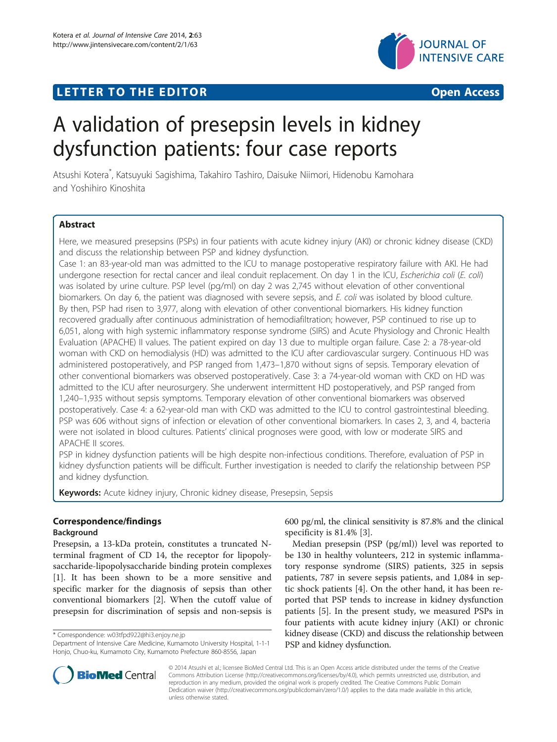LETTER TO THE EDITOR Open Access

# A validation of presepsin levels in kidney dysfunction patients: four case reports

Atsushi Kotera*, Katsuyuki Sagishima, Takahiro Tashiro, Daisuke Niimori, Hidenobu Kamohara and Yoshihiro Kinoshita

## Abstract

Here, we measured presepsins (PSPs) in four patients with acute kidney injury (AKI) or chronic kidney disease (CKD) and discuss the relationship between PSP and kidney dysfunction.

Case 1: an 83-year-old man was admitted to the ICU to manage postoperative respiratory failure with AKI. He had undergone resection for rectal cancer and ileal conduit replacement. On day 1 in the ICU, *Escherichia coli* (*E. coli*) was isolated by urine culture. PSP level (pg/ml) on day 2 was 2,745 without elevation of other conventional biomarkers. On day 6, the patient was diagnosed with severe sepsis, and *E. coli* was isolated by blood culture. By then, PSP had risen to 3,977, along with elevation of other conventional biomarkers. His kidney function recovered gradually after continuous administration of hemodiafiltration; however, PSP continued to rise up to 6,051, along with high systemic inflammatory response syndrome (SIRS) and Acute Physiology and Chronic Health Evaluation (APACHE) II values. The patient expired on day 13 due to multiple organ failure. Case 2: a 78-year-old woman with CKD on hemodialysis (HD) was admitted to the ICU after cardiovascular surgery. Continuous HD was administered postoperatively, and PSP ranged from 1,473–1,870 without signs of sepsis. Temporary elevation of other conventional biomarkers was observed postoperatively. Case 3: a 74-year-old woman with CKD on HD was admitted to the ICU after neurosurgery. She underwent intermittent HD postoperatively, and PSP ranged from 1,240–1,935 without sepsis symptoms. Temporary elevation of other conventional biomarkers was observed postoperatively. Case 4: a 62-year-old man with CKD was admitted to the ICU to control gastrointestinal bleeding. PSP was 606 without signs of infection or elevation of other conventional biomarkers. In cases 2, 3, and 4, bacteria were not isolated in blood cultures. Patients' clinical prognoses were good, with low or moderate SIRS and APACHE II scores.

PSP in kidney dysfunction patients will be high despite non-infectious conditions. Therefore, evaluation of PSP in kidney dysfunction patients will be difficult. Further investigation is needed to clarify the relationship between PSP and kidney dysfunction.

**Keywords:** Acute kidney injury, Chronic kidney disease, Presepsin, Sepsis

## Correspondence/findings

### Background

Presepsin, a 13-kDa protein, constitutes a truncated N-terminal fragment of CD 14, the receptor for lipopolysaccharide-lipopolysaccharide binding protein complexes [1]. It has been shown to be a more sensitive and specific marker for the diagnosis of sepsis than other conventional biomarkers [2]. When the cutoff value of presepsin for discrimination of sepsis and non-sepsis is 600 pg/ml, the clinical sensitivity is 87.8% and the clinical specificity is 81.4% [3].

Median presepsin (PSP (pg/ml)) level was reported to be 130 in healthy volunteers, 212 in systemic inflammatory response syndrome (SIRS) patients, 325 in sepsis patients, 787 in severe sepsis patients, and 1,084 in septic shock patients [4]. On the other hand, it has been reported that PSP tends to increase in kidney dysfunction patients [5]. In the present study, we measured PSPs in four patients with acute kidney injury (AKI) or chronic kidney disease (CKD) and discuss the relationship between PSP and kidney dysfunction.

* Correspondence: w03tfpd922@hi3.enjoy.ne.jp
Department of Intensive Care Medicine, Kumamoto University Hospital, 1-1-1 Honjo, Chuo-ku, Kumamoto City, Kumamoto Prefecture 860-8556, Japan

© 2014 Atsushi et al.; licensee BioMed Central Ltd. This is an Open Access article distributed under the terms of the Creative Commons Attribution License (http://creativecommons.org/licenses/by/4.0), which permits unrestricted use, distribution, and reproduction in any medium, provided the original work is properly credited. The Creative Commons Public Domain Dedication waiver (http://creativecommons.org/publicdomain/zero/1.0/) applies to the data made available in this article, unless otherwise stated.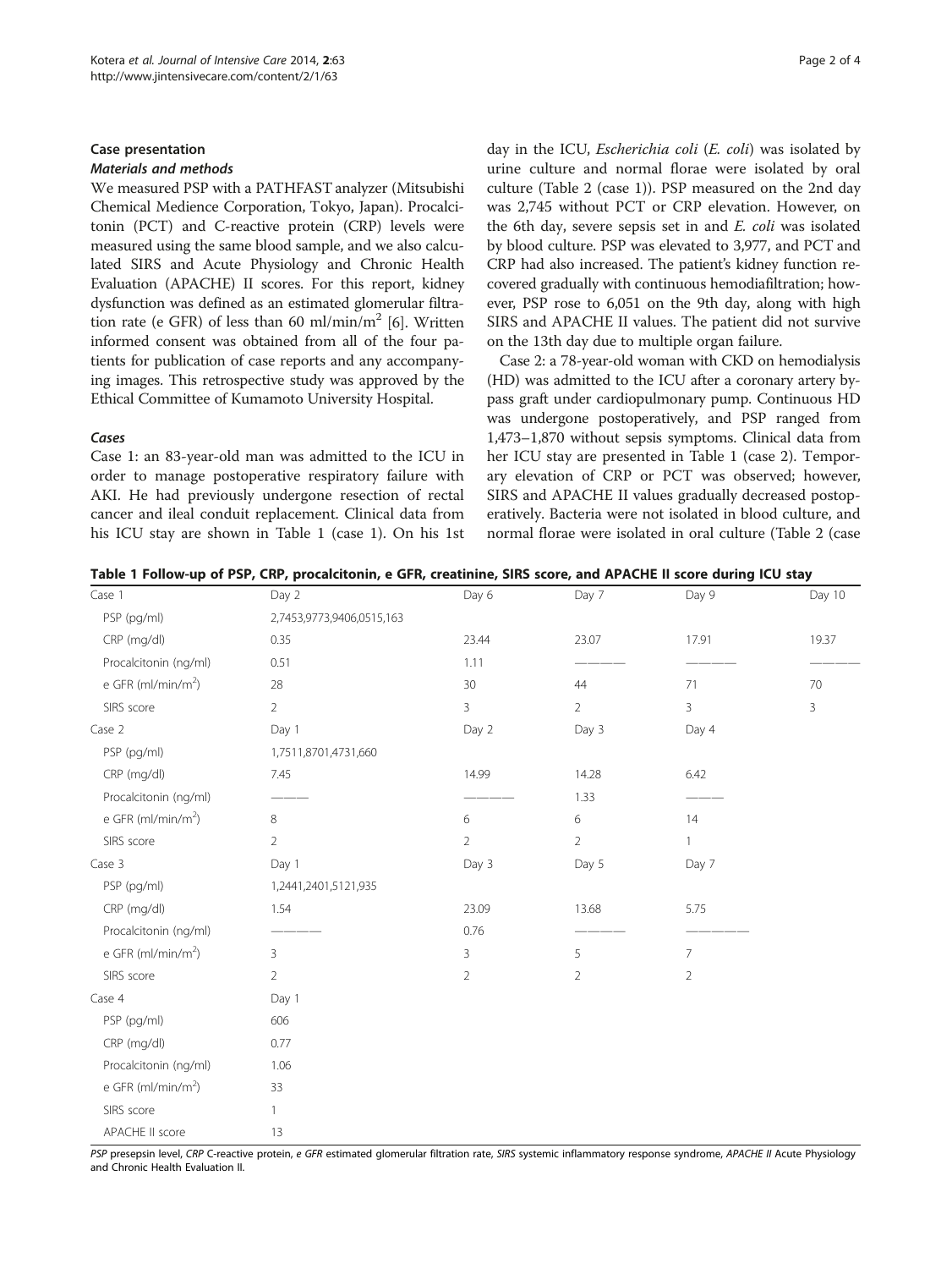## Case presentation

### Materials and methods

We measured PSP with a PATHFAST analyzer (Mitsubishi Chemical Medience Corporation, Tokyo, Japan). Procalcitonin (PCT) and C-reactive protein (CRP) levels were measured using the same blood sample, and we also calculated SIRS and Acute Physiology and Chronic Health Evaluation (APACHE) II scores. For this report, kidney dysfunction was defined as an estimated glomerular filtration rate (e GFR) of less than 60 ml/min/m$^2$ [6]. Written informed consent was obtained from all of the four patients for publication of case reports and any accompanying images. This retrospective study was approved by the Ethical Committee of Kumamoto University Hospital.

### Cases

Case 1: an 83-year-old man was admitted to the ICU in order to manage postoperative respiratory failure with AKI. He had previously undergone resection of rectal cancer and ileal conduit replacement. Clinical data from his ICU stay are shown in Table 1 (case 1). On his 1st day in the ICU, *Escherichia coli* (*E. coli*) was isolated by urine culture and normal florae were isolated by oral culture (Table 2 (case 1)). PSP measured on the 2nd day was 2,745 without PCT or CRP elevation. However, on the 6th day, severe sepsis set in and *E. coli* was isolated by blood culture. PSP was elevated to 3,977, and PCT and CRP had also increased. The patient's kidney function recovered gradually with continuous hemodiafiltration; however, PSP rose to 6,051 on the 9th day, along with high SIRS and APACHE II values. The patient did not survive on the 13th day due to multiple organ failure.

Case 2: a 78-year-old woman with CKD on hemodialysis (HD) was admitted to the ICU after a coronary artery bypass graft under cardiopulmonary pump. Continuous HD was undergone postoperatively, and PSP ranged from 1,473–1,870 without sepsis symptoms. Clinical data from her ICU stay are presented in Table 1 (case 2). Temporary elevation of CRP or PCT was observed; however, SIRS and APACHE II values gradually decreased postoperatively. Bacteria were not isolated in blood culture, and normal florae were isolated in oral culture (Table 2 (case

**Table 1 Follow-up of PSP, CRP, procalcitonin, e GFR, creatinine, SIRS score, and APACHE II score during ICU stay**

| Case 1 | Day 2 | Day 6 | Day 7 | Day 9 | Day 10 |
|---|---|---|---|---|---|
| PSP (pg/ml) | 2,7453,9773,9406,0515,163 | | | | |
| CRP (mg/dl) | 0.35 | 23.44 | 23.07 | 17.91 | 19.37 |
| Procalcitonin (ng/ml) | 0.51 | 1.11 | ——— | ——— | ——— |
| e GFR (ml/min/m$^2$) | 28 | 30 | 44 | 71 | 70 |
| SIRS score | 2 | 3 | 2 | 3 | 3 |
| Case 2 | Day 1 | Day 2 | Day 3 | Day 4 | |
| PSP (pg/ml) | 1,7511,8701,4731,660 | | | | |
| CRP (mg/dl) | 7.45 | 14.99 | 14.28 | 6.42 | |
| Procalcitonin (ng/ml) | ——— | ——— | 1.33 | ——— | |
| e GFR (ml/min/m$^2$) | 8 | 6 | 6 | 14 | |
| SIRS score | 2 | 2 | 2 | 1 | |
| Case 3 | Day 1 | Day 3 | Day 5 | Day 7 | |
| PSP (pg/ml) | 1,2441,2401,5121,935 | | | | |
| CRP (mg/dl) | 1.54 | 23.09 | 13.68 | 5.75 | |
| Procalcitonin (ng/ml) | ——— | 0.76 | ——— | ——— | |
| e GFR (ml/min/m$^2$) | 3 | 3 | 5 | 7 | |
| SIRS score | 2 | 2 | 2 | 2 | |
| Case 4 | Day 1 | | | | |
| PSP (pg/ml) | 606 | | | | |
| CRP (mg/dl) | 0.77 | | | | |
| Procalcitonin (ng/ml) | 1.06 | | | | |
| e GFR (ml/min/m$^2$) | 33 | | | | |
| SIRS score | 1 | | | | |
| APACHE II score | 13 | | | | |

*PSP* presepsin level, *CRP* C-reactive protein, *e GFR* estimated glomerular filtration rate, *SIRS* systemic inflammatory response syndrome, *APACHE II* Acute Physiology and Chronic Health Evaluation II.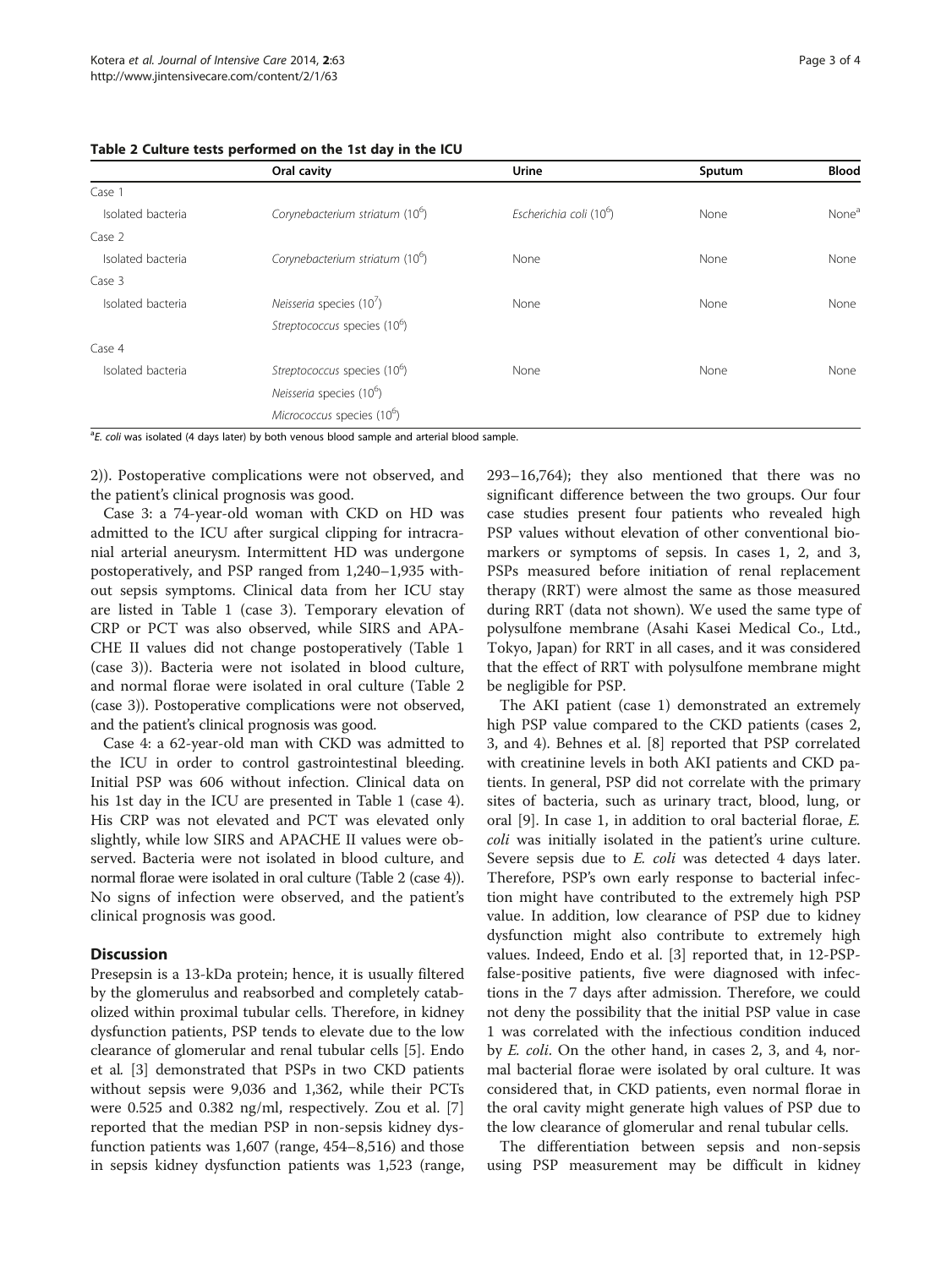**Table 2 Culture tests performed on the 1st day in the ICU**

| | Oral cavity | Urine | Sputum | Blood |
|---|---|---|---|---|
| Case 1 | | | | |
| Isolated bacteria | *Corynebacterium striatum* ($10^6$) | *Escherichia coli* ($10^6$) | None | None[a] |
| Case 2 | | | | |
| Isolated bacteria | *Corynebacterium striatum* ($10^6$) | None | None | None |
| Case 3 | | | | |
| Isolated bacteria | *Neisseria* species ($10^7$) | None | None | None |
| | *Streptococcus* species ($10^6$) | | | |
| Case 4 | | | | |
| Isolated bacteria | *Streptococcus* species ($10^6$) | None | None | None |
| | *Neisseria* species ($10^6$) | | | |
| | *Micrococcus* species ($10^6$) | | | |

[a] *E. coli* was isolated (4 days later) by both venous blood sample and arterial blood sample.

2)). Postoperative complications were not observed, and the patient's clinical prognosis was good.

Case 3: a 74-year-old woman with CKD on HD was admitted to the ICU after surgical clipping for intracranial arterial aneurysm. Intermittent HD was undergone postoperatively, and PSP ranged from 1,240–1,935 without sepsis symptoms. Clinical data from her ICU stay are listed in Table 1 (case 3). Temporary elevation of CRP or PCT was also observed, while SIRS and APACHE II values did not change postoperatively (Table 1 (case 3)). Bacteria were not isolated in blood culture, and normal florae were isolated in oral culture (Table 2 (case 3)). Postoperative complications were not observed, and the patient's clinical prognosis was good.

Case 4: a 62-year-old man with CKD was admitted to the ICU in order to control gastrointestinal bleeding. Initial PSP was 606 without infection. Clinical data on his 1st day in the ICU are presented in Table 1 (case 4). His CRP was not elevated and PCT was elevated only slightly, while low SIRS and APACHE II values were observed. Bacteria were not isolated in blood culture, and normal florae were isolated in oral culture (Table 2 (case 4)). No signs of infection were observed, and the patient's clinical prognosis was good.

## Discussion

Presepsin is a 13-kDa protein; hence, it is usually filtered by the glomerulus and reabsorbed and completely catabolized within proximal tubular cells. Therefore, in kidney dysfunction patients, PSP tends to elevate due to the low clearance of glomerular and renal tubular cells [5]. Endo et al. [3] demonstrated that PSPs in two CKD patients without sepsis were 9,036 and 1,362, while their PCTs were 0.525 and 0.382 ng/ml, respectively. Zou et al. [7] reported that the median PSP in non-sepsis kidney dysfunction patients was 1,607 (range, 454–8,516) and those in sepsis kidney dysfunction patients was 1,523 (range, 293–16,764); they also mentioned that there was no significant difference between the two groups. Our four case studies present four patients who revealed high PSP values without elevation of other conventional biomarkers or symptoms of sepsis. In cases 1, 2, and 3, PSPs measured before initiation of renal replacement therapy (RRT) were almost the same as those measured during RRT (data not shown). We used the same type of polysulfone membrane (Asahi Kasei Medical Co., Ltd., Tokyo, Japan) for RRT in all cases, and it was considered that the effect of RRT with polysulfone membrane might be negligible for PSP.

The AKI patient (case 1) demonstrated an extremely high PSP value compared to the CKD patients (cases 2, 3, and 4). Behnes et al. [8] reported that PSP correlated with creatinine levels in both AKI patients and CKD patients. In general, PSP did not correlate with the primary sites of bacteria, such as urinary tract, blood, lung, or oral [9]. In case 1, in addition to oral bacterial florae, *E. coli* was initially isolated in the patient's urine culture. Severe sepsis due to *E. coli* was detected 4 days later. Therefore, PSP's own early response to bacterial infection might have contributed to the extremely high PSP value. In addition, low clearance of PSP due to kidney dysfunction might also contribute to extremely high values. Indeed, Endo et al. [3] reported that, in 12-PSP-false-positive patients, five were diagnosed with infections in the 7 days after admission. Therefore, we could not deny the possibility that the initial PSP value in case 1 was correlated with the infectious condition induced by *E. coli*. On the other hand, in cases 2, 3, and 4, normal bacterial florae were isolated by oral culture. It was considered that, in CKD patients, even normal florae in the oral cavity might generate high values of PSP due to the low clearance of glomerular and renal tubular cells.

The differentiation between sepsis and non-sepsis using PSP measurement may be difficult in kidney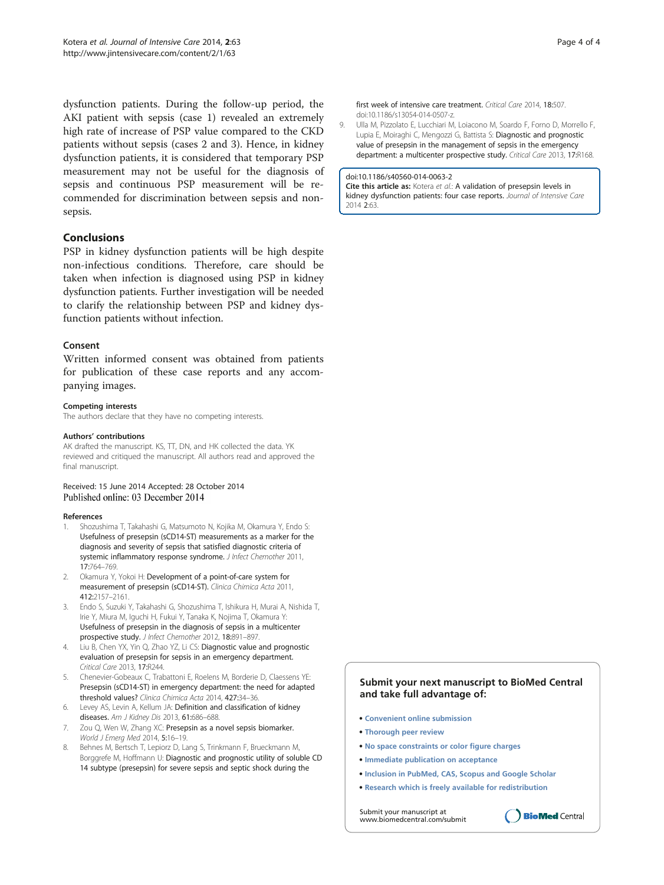dysfunction patients. During the follow-up period, the AKI patient with sepsis (case 1) revealed an extremely high rate of increase of PSP value compared to the CKD patients without sepsis (cases 2 and 3). Hence, in kidney dysfunction patients, it is considered that temporary PSP measurement may not be useful for the diagnosis of sepsis and continuous PSP measurement will be recommended for discrimination between sepsis and non-sepsis.

## Conclusions

PSP in kidney dysfunction patients will be high despite non-infectious conditions. Therefore, care should be taken when infection is diagnosed using PSP in kidney dysfunction patients. Further investigation will be needed to clarify the relationship between PSP and kidney dysfunction patients without infection.

### Consent

Written informed consent was obtained from patients for publication of these case reports and any accompanying images.

#### Competing interests

The authors declare that they have no competing interests.

#### Authors' contributions

AK drafted the manuscript. KS, TT, DN, and HK collected the data. YK reviewed and critiqued the manuscript. All authors read and approved the final manuscript.

Received: 15 June 2014 Accepted: 28 October 2014
Published online: 03 December 2014

#### References

1. Shozushima T, Takahashi G, Matsumoto N, Kojika M, Okamura Y, Endo S: **Usefulness of presepsin (sCD14-ST) measurements as a marker for the diagnosis and severity of sepsis that satisfied diagnostic criteria of systemic inflammatory response syndrome.** *J Infect Chemother* 2011, **17:**764–769.
2. Okamura Y, Yokoi H: **Development of a point-of-care system for measurement of presepsin (sCD14-ST).** *Clinica Chimica Acta* 2011, **412:**2157–2161.
3. Endo S, Suzuki Y, Takahashi G, Shozushima T, Ishikura H, Murai A, Nishida T, Irie Y, Miura M, Iguchi H, Fukui Y, Tanaka K, Nojima T, Okamura Y: **Usefulness of presepsin in the diagnosis of sepsis in a multicenter prospective study.** *J Infect Chemother* 2012, **18:**891–897.
4. Liu B, Chen YX, Yin Q, Zhao YZ, Li CS: **Diagnostic value and prognostic evaluation of presepsin for sepsis in an emergency department.** *Critical Care* 2013, **17:**R244.
5. Chenevier-Gobeaux C, Trabattoni E, Roelens M, Borderie D, Claessens YE: **Presepsin (sCD14-ST) in emergency department: the need for adapted threshold values?** *Clinica Chimica Acta* 2014, **427:**34–36.
6. Levey AS, Levin A, Kellum JA: **Definition and classification of kidney diseases.** *Am J Kidney Dis* 2013, **61:**686–688.
7. Zou Q, Wen W, Zhang XC: **Presepsin as a novel sepsis biomarker.** *World J Emerg Med* 2014, **5:**16–19.
8. Behnes M, Bertsch T, Lepiorz D, Lang S, Trinkmann F, Brueckmann M, Borggrefe M, Hoffmann U: **Diagnostic and prognostic utility of soluble CD 14 subtype (presepsin) for severe sepsis and septic shock during the first week of intensive care treatment.** *Critical Care* 2014, **18:**507. doi:10.1186/s13054-014-0507-z.
9. Ulla M, Pizzolato E, Lucchiari M, Loiacono M, Soardo F, Forno D, Morrello F, Lupia E, Moiraghi C, Mengozzi G, Battista S: **Diagnostic and prognostic value of presepsin in the management of sepsis in the emergency department: a multicenter prospective study.** *Critical Care* 2013, **17:**R168.

doi:10.1186/s40560-014-0063-2
**Cite this article as:** Kotera *et al.*: A validation of presepsin levels in kidney dysfunction patients: four case reports. *Journal of Intensive Care* 2014 **2**:63.

**Submit your next manuscript to BioMed Central and take full advantage of:**

- Convenient online submission
- Thorough peer review
- No space constraints or color figure charges
- Immediate publication on acceptance
- Inclusion in PubMed, CAS, Scopus and Google Scholar
- Research which is freely available for redistribution

Submit your manuscript at www.biomedcentral.com/submit

BioMed Central